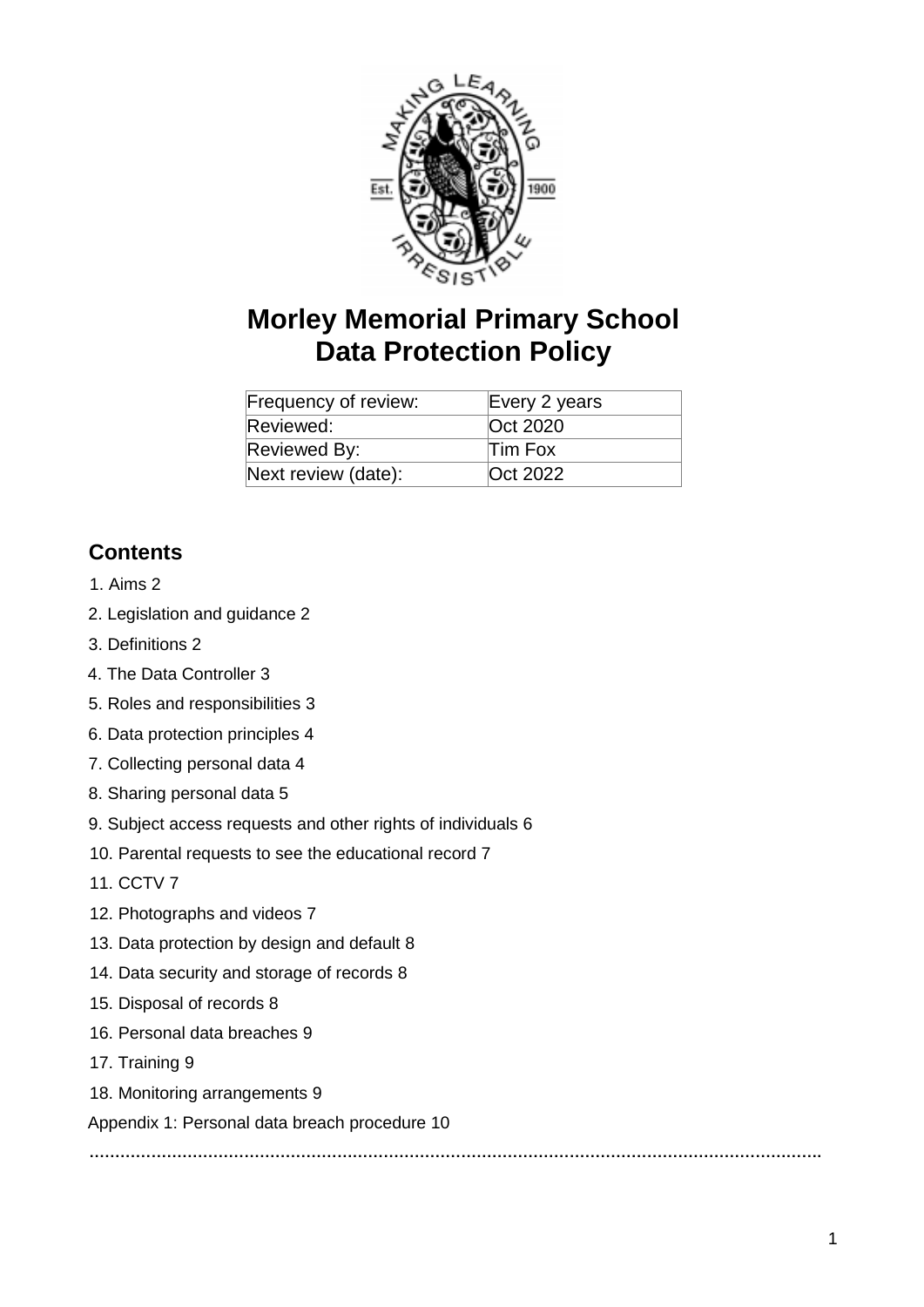# Morley Memorial Primary School
# Data Protection Policy

| Frequency of review: | Every 2 years |
|---|---|
| Reviewed: | Oct 2020 |
| Reviewed By: | Tim Fox |
| Next review (date): | Oct 2022 |

## Contents

1. Aims 2
2. Legislation and guidance 2
3. Definitions 2
4. The Data Controller 3
5. Roles and responsibilities 3
6. Data protection principles 4
7. Collecting personal data 4
8. Sharing personal data 5
9. Subject access requests and other rights of individuals 6
10. Parental requests to see the educational record 7
11. CCTV 7
12. Photographs and videos 7
13. Data protection by design and default 8
14. Data security and storage of records 8
15. Disposal of records 8
16. Personal data breaches 9
17. Training 9
18. Monitoring arrangements 9

Appendix 1: Personal data breach procedure 10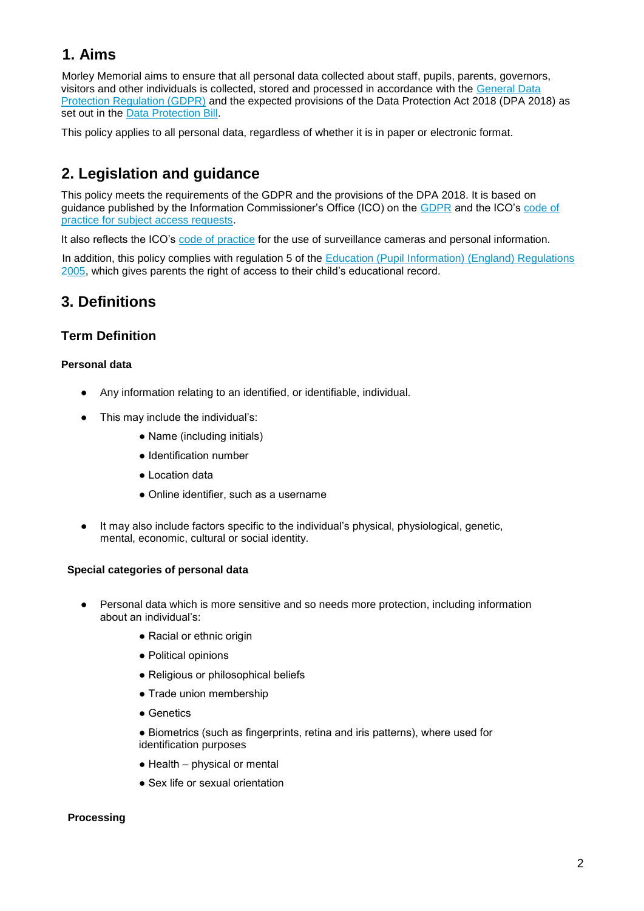## 1. Aims

Morley Memorial aims to ensure that all personal data collected about staff, pupils, parents, governors, visitors and other individuals is collected, stored and processed in accordance with the General Data Protection Regulation (GDPR) and the expected provisions of the Data Protection Act 2018 (DPA 2018) as set out in the Data Protection Bill.

This policy applies to all personal data, regardless of whether it is in paper or electronic format.

## 2. Legislation and guidance

This policy meets the requirements of the GDPR and the provisions of the DPA 2018. It is based on guidance published by the Information Commissioner's Office (ICO) on the GDPR and the ICO's code of practice for subject access requests.

It also reflects the ICO's code of practice for the use of surveillance cameras and personal information.

In addition, this policy complies with regulation 5 of the Education (Pupil Information) (England) Regulations 2005, which gives parents the right of access to their child's educational record.

## 3. Definitions

### Term Definition

**Personal data**

- Any information relating to an identified, or identifiable, individual.
- This may include the individual's:
  - Name (including initials)
  - Identification number
  - Location data
  - Online identifier, such as a username
- It may also include factors specific to the individual's physical, physiological, genetic, mental, economic, cultural or social identity.

**Special categories of personal data**

- Personal data which is more sensitive and so needs more protection, including information about an individual's:
  - Racial or ethnic origin
  - Political opinions
  - Religious or philosophical beliefs
  - Trade union membership
  - Genetics
  - Biometrics (such as fingerprints, retina and iris patterns), where used for identification purposes
  - Health – physical or mental
  - Sex life or sexual orientation

**Processing**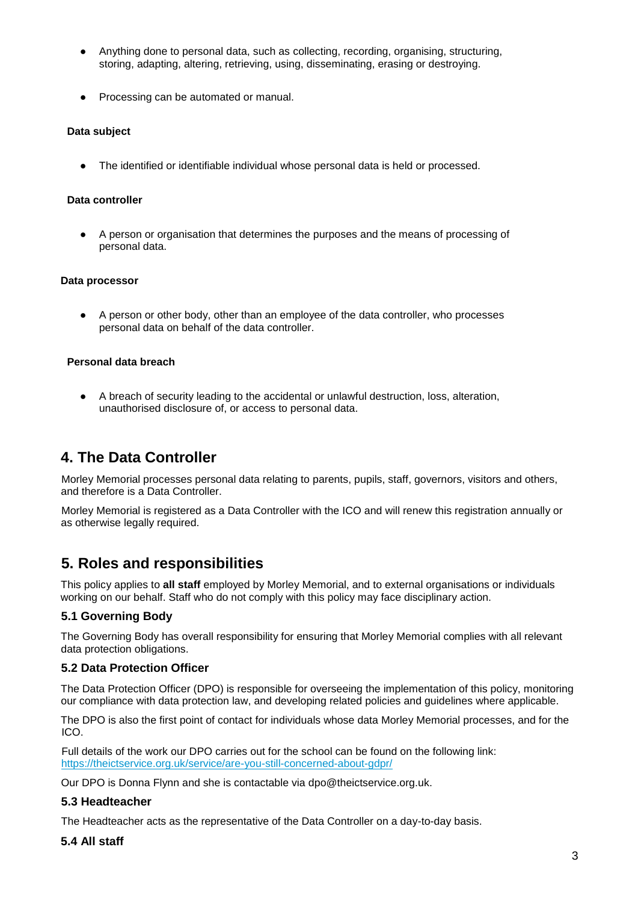- Anything done to personal data, such as collecting, recording, organising, structuring, storing, adapting, altering, retrieving, using, disseminating, erasing or destroying.

- Processing can be automated or manual.

**Data subject**

- The identified or identifiable individual whose personal data is held or processed.

**Data controller**

- A person or organisation that determines the purposes and the means of processing of personal data.

**Data processor**

- A person or other body, other than an employee of the data controller, who processes personal data on behalf of the data controller.

**Personal data breach**

- A breach of security leading to the accidental or unlawful destruction, loss, alteration, unauthorised disclosure of, or access to personal data.

## 4. The Data Controller

Morley Memorial processes personal data relating to parents, pupils, staff, governors, visitors and others, and therefore is a Data Controller.

Morley Memorial is registered as a Data Controller with the ICO and will renew this registration annually or as otherwise legally required.

## 5. Roles and responsibilities

This policy applies to **all staff** employed by Morley Memorial, and to external organisations or individuals working on our behalf. Staff who do not comply with this policy may face disciplinary action.

### 5.1 Governing Body

The Governing Body has overall responsibility for ensuring that Morley Memorial complies with all relevant data protection obligations.

### 5.2 Data Protection Officer

The Data Protection Officer (DPO) is responsible for overseeing the implementation of this policy, monitoring our compliance with data protection law, and developing related policies and guidelines where applicable.

The DPO is also the first point of contact for individuals whose data Morley Memorial processes, and for the ICO.

Full details of the work our DPO carries out for the school can be found on the following link: https://theictservice.org.uk/service/are-you-still-concerned-about-gdpr/

Our DPO is Donna Flynn and she is contactable via dpo@theictservice.org.uk.

### 5.3 Headteacher

The Headteacher acts as the representative of the Data Controller on a day-to-day basis.

### 5.4 All staff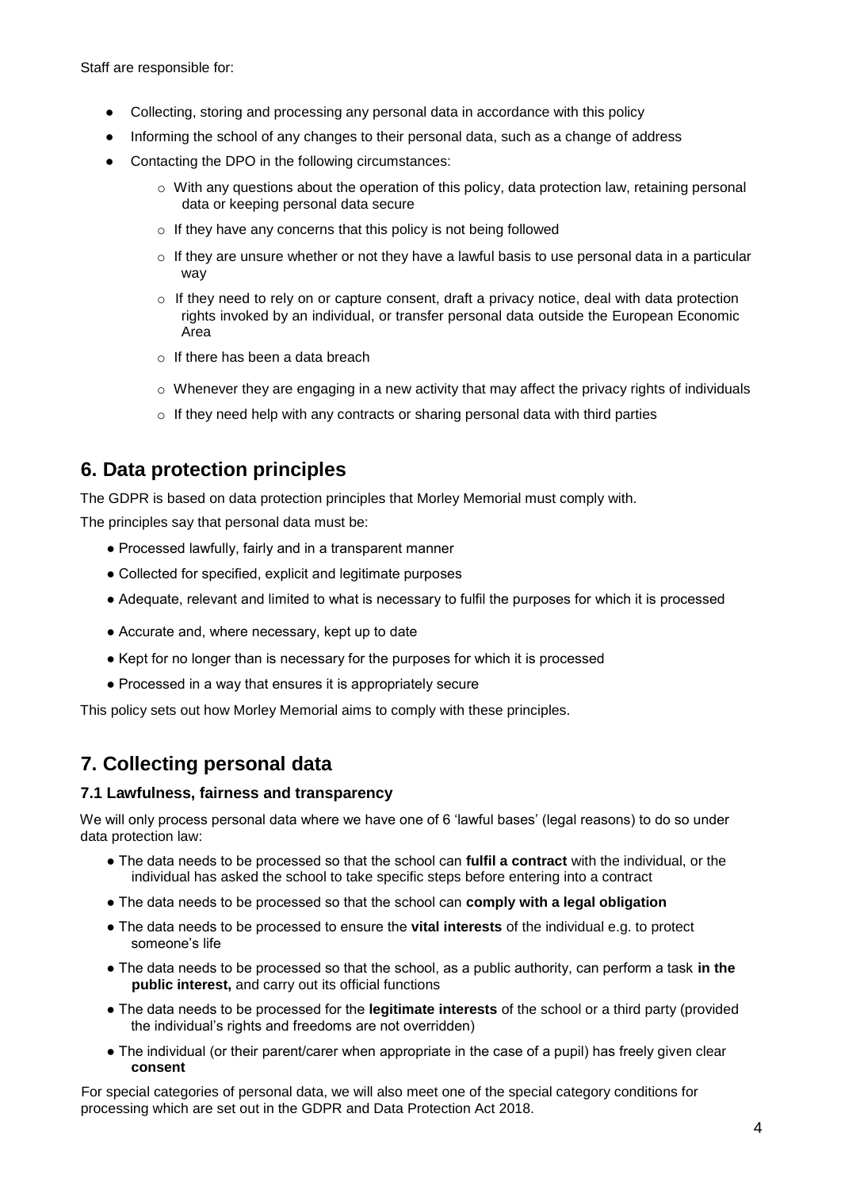Staff are responsible for:

- Collecting, storing and processing any personal data in accordance with this policy
- Informing the school of any changes to their personal data, such as a change of address
- Contacting the DPO in the following circumstances:
  - With any questions about the operation of this policy, data protection law, retaining personal data or keeping personal data secure
  - If they have any concerns that this policy is not being followed
  - If they are unsure whether or not they have a lawful basis to use personal data in a particular way
  - If they need to rely on or capture consent, draft a privacy notice, deal with data protection rights invoked by an individual, or transfer personal data outside the European Economic Area
  - If there has been a data breach
  - Whenever they are engaging in a new activity that may affect the privacy rights of individuals
  - If they need help with any contracts or sharing personal data with third parties

## 6. Data protection principles

The GDPR is based on data protection principles that Morley Memorial must comply with.

The principles say that personal data must be:

- Processed lawfully, fairly and in a transparent manner
- Collected for specified, explicit and legitimate purposes
- Adequate, relevant and limited to what is necessary to fulfil the purposes for which it is processed
- Accurate and, where necessary, kept up to date
- Kept for no longer than is necessary for the purposes for which it is processed
- Processed in a way that ensures it is appropriately secure

This policy sets out how Morley Memorial aims to comply with these principles.

## 7. Collecting personal data

### 7.1 Lawfulness, fairness and transparency

We will only process personal data where we have one of 6 'lawful bases' (legal reasons) to do so under data protection law:

- The data needs to be processed so that the school can **fulfil a contract** with the individual, or the individual has asked the school to take specific steps before entering into a contract
- The data needs to be processed so that the school can **comply with a legal obligation**
- The data needs to be processed to ensure the **vital interests** of the individual e.g. to protect someone's life
- The data needs to be processed so that the school, as a public authority, can perform a task **in the public interest,** and carry out its official functions
- The data needs to be processed for the **legitimate interests** of the school or a third party (provided the individual's rights and freedoms are not overridden)
- The individual (or their parent/carer when appropriate in the case of a pupil) has freely given clear **consent**

For special categories of personal data, we will also meet one of the special category conditions for processing which are set out in the GDPR and Data Protection Act 2018.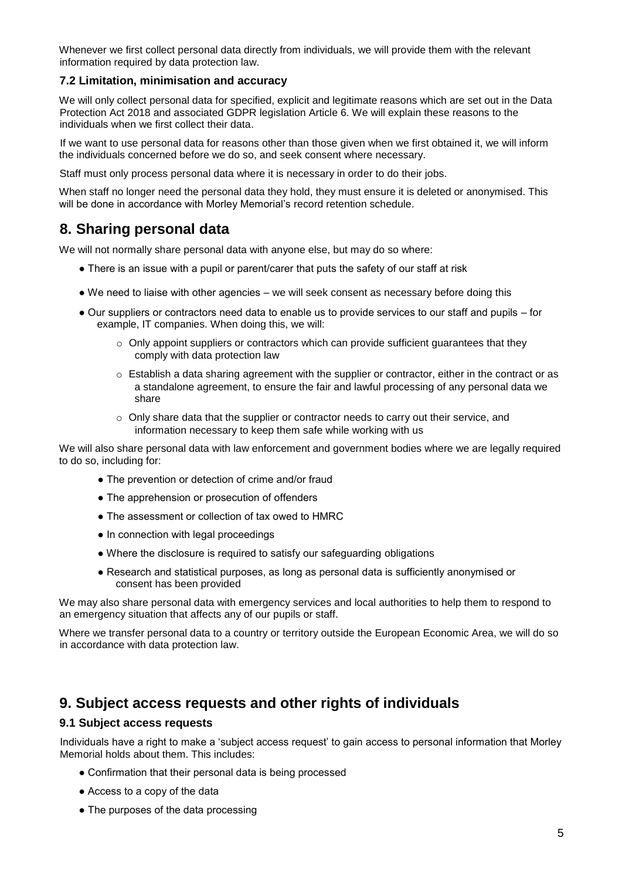Whenever we first collect personal data directly from individuals, we will provide them with the relevant information required by data protection law.

### 7.2 Limitation, minimisation and accuracy

We will only collect personal data for specified, explicit and legitimate reasons which are set out in the Data Protection Act 2018 and associated GDPR legislation Article 6. We will explain these reasons to the individuals when we first collect their data.

If we want to use personal data for reasons other than those given when we first obtained it, we will inform the individuals concerned before we do so, and seek consent where necessary.

Staff must only process personal data where it is necessary in order to do their jobs.

When staff no longer need the personal data they hold, they must ensure it is deleted or anonymised. This will be done in accordance with Morley Memorial's record retention schedule.

## 8. Sharing personal data

We will not normally share personal data with anyone else, but may do so where:

- There is an issue with a pupil or parent/carer that puts the safety of our staff at risk
- We need to liaise with other agencies – we will seek consent as necessary before doing this
- Our suppliers or contractors need data to enable us to provide services to our staff and pupils – for example, IT companies. When doing this, we will:
    - Only appoint suppliers or contractors which can provide sufficient guarantees that they comply with data protection law
    - Establish a data sharing agreement with the supplier or contractor, either in the contract or as a standalone agreement, to ensure the fair and lawful processing of any personal data we share
    - Only share data that the supplier or contractor needs to carry out their service, and information necessary to keep them safe while working with us

We will also share personal data with law enforcement and government bodies where we are legally required to do so, including for:

- The prevention or detection of crime and/or fraud
- The apprehension or prosecution of offenders
- The assessment or collection of tax owed to HMRC
- In connection with legal proceedings
- Where the disclosure is required to satisfy our safeguarding obligations
- Research and statistical purposes, as long as personal data is sufficiently anonymised or consent has been provided

We may also share personal data with emergency services and local authorities to help them to respond to an emergency situation that affects any of our pupils or staff.

Where we transfer personal data to a country or territory outside the European Economic Area, we will do so in accordance with data protection law.

## 9. Subject access requests and other rights of individuals

### 9.1 Subject access requests

Individuals have a right to make a 'subject access request' to gain access to personal information that Morley Memorial holds about them. This includes:

- Confirmation that their personal data is being processed
- Access to a copy of the data
- The purposes of the data processing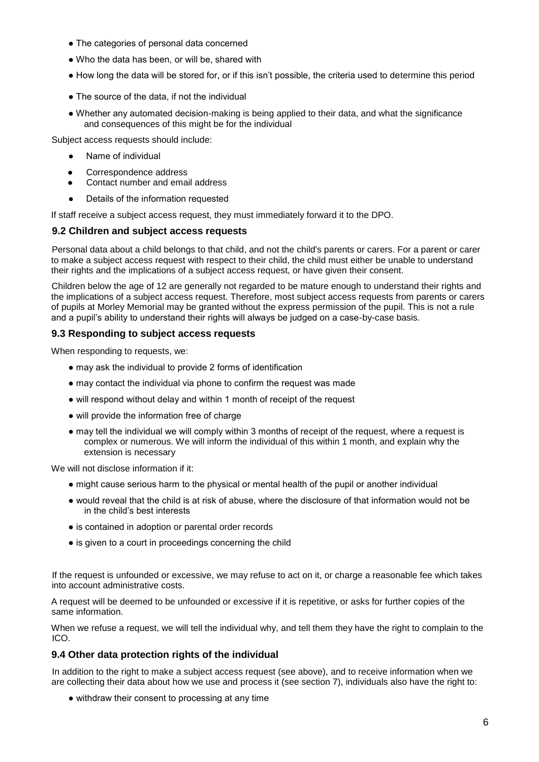- The categories of personal data concerned
- Who the data has been, or will be, shared with
- How long the data will be stored for, or if this isn't possible, the criteria used to determine this period
- The source of the data, if not the individual
- Whether any automated decision-making is being applied to their data, and what the significance and consequences of this might be for the individual

Subject access requests should include:

- Name of individual
- Correspondence address
- Contact number and email address
- Details of the information requested

If staff receive a subject access request, they must immediately forward it to the DPO.

### 9.2 Children and subject access requests

Personal data about a child belongs to that child, and not the child's parents or carers. For a parent or carer to make a subject access request with respect to their child, the child must either be unable to understand their rights and the implications of a subject access request, or have given their consent.

Children below the age of 12 are generally not regarded to be mature enough to understand their rights and the implications of a subject access request. Therefore, most subject access requests from parents or carers of pupils at Morley Memorial may be granted without the express permission of the pupil. This is not a rule and a pupil's ability to understand their rights will always be judged on a case-by-case basis.

### 9.3 Responding to subject access requests

When responding to requests, we:

- may ask the individual to provide 2 forms of identification
- may contact the individual via phone to confirm the request was made
- will respond without delay and within 1 month of receipt of the request
- will provide the information free of charge
- may tell the individual we will comply within 3 months of receipt of the request, where a request is complex or numerous. We will inform the individual of this within 1 month, and explain why the extension is necessary

We will not disclose information if it:

- might cause serious harm to the physical or mental health of the pupil or another individual
- would reveal that the child is at risk of abuse, where the disclosure of that information would not be in the child's best interests
- is contained in adoption or parental order records
- is given to a court in proceedings concerning the child

If the request is unfounded or excessive, we may refuse to act on it, or charge a reasonable fee which takes into account administrative costs.

A request will be deemed to be unfounded or excessive if it is repetitive, or asks for further copies of the same information.

When we refuse a request, we will tell the individual why, and tell them they have the right to complain to the ICO.

### 9.4 Other data protection rights of the individual

In addition to the right to make a subject access request (see above), and to receive information when we are collecting their data about how we use and process it (see section 7), individuals also have the right to:

- withdraw their consent to processing at any time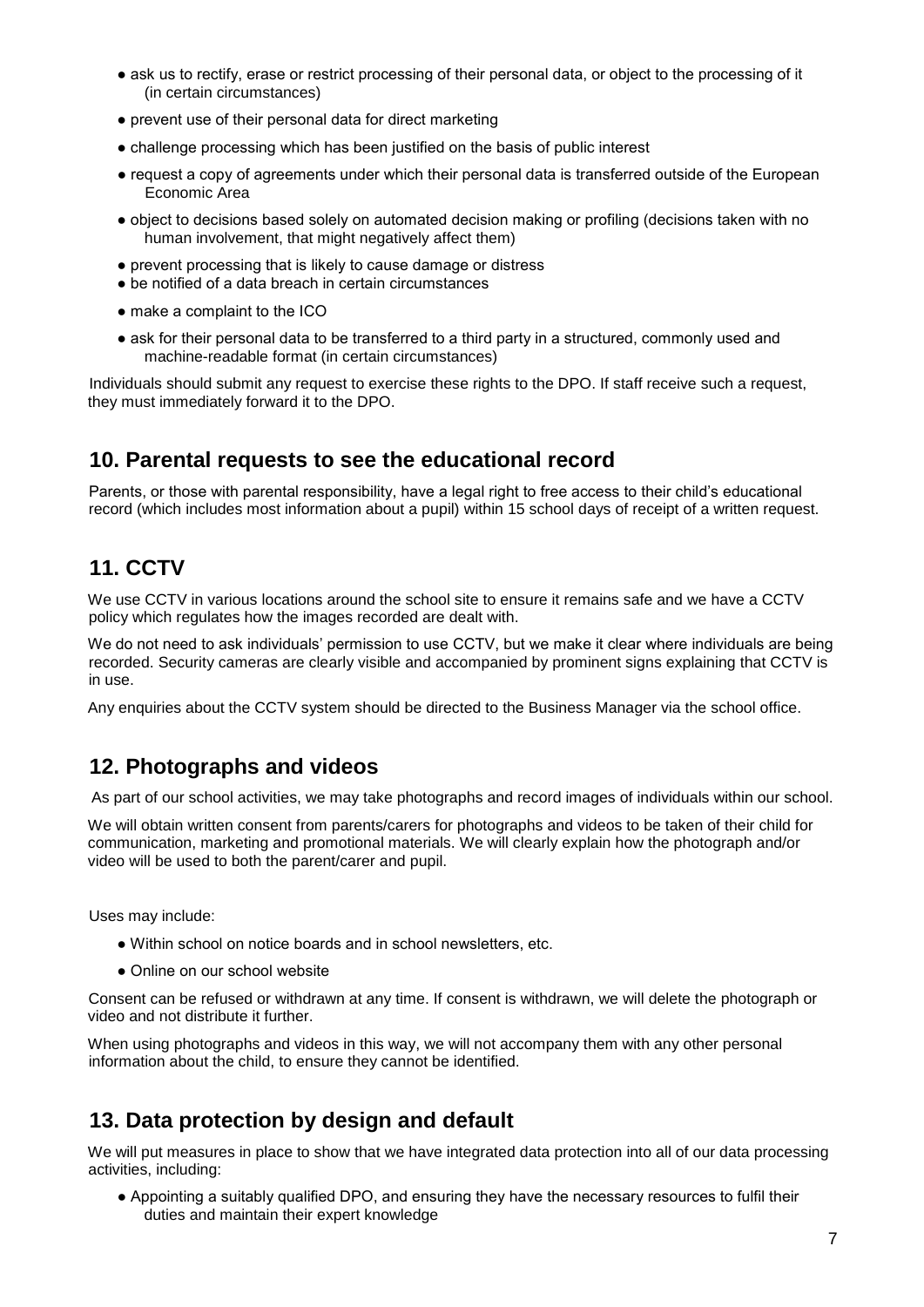- ask us to rectify, erase or restrict processing of their personal data, or object to the processing of it (in certain circumstances)
- prevent use of their personal data for direct marketing
- challenge processing which has been justified on the basis of public interest
- request a copy of agreements under which their personal data is transferred outside of the European Economic Area
- object to decisions based solely on automated decision making or profiling (decisions taken with no human involvement, that might negatively affect them)
- prevent processing that is likely to cause damage or distress
- be notified of a data breach in certain circumstances
- make a complaint to the ICO
- ask for their personal data to be transferred to a third party in a structured, commonly used and machine-readable format (in certain circumstances)

Individuals should submit any request to exercise these rights to the DPO. If staff receive such a request, they must immediately forward it to the DPO.

## 10. Parental requests to see the educational record

Parents, or those with parental responsibility, have a legal right to free access to their child's educational record (which includes most information about a pupil) within 15 school days of receipt of a written request.

## 11. CCTV

We use CCTV in various locations around the school site to ensure it remains safe and we have a CCTV policy which regulates how the images recorded are dealt with.

We do not need to ask individuals' permission to use CCTV, but we make it clear where individuals are being recorded. Security cameras are clearly visible and accompanied by prominent signs explaining that CCTV is in use.

Any enquiries about the CCTV system should be directed to the Business Manager via the school office.

## 12. Photographs and videos

As part of our school activities, we may take photographs and record images of individuals within our school.

We will obtain written consent from parents/carers for photographs and videos to be taken of their child for communication, marketing and promotional materials. We will clearly explain how the photograph and/or video will be used to both the parent/carer and pupil.

Uses may include:

- Within school on notice boards and in school newsletters, etc.
- Online on our school website

Consent can be refused or withdrawn at any time. If consent is withdrawn, we will delete the photograph or video and not distribute it further.

When using photographs and videos in this way, we will not accompany them with any other personal information about the child, to ensure they cannot be identified.

## 13. Data protection by design and default

We will put measures in place to show that we have integrated data protection into all of our data processing activities, including:

- Appointing a suitably qualified DPO, and ensuring they have the necessary resources to fulfil their duties and maintain their expert knowledge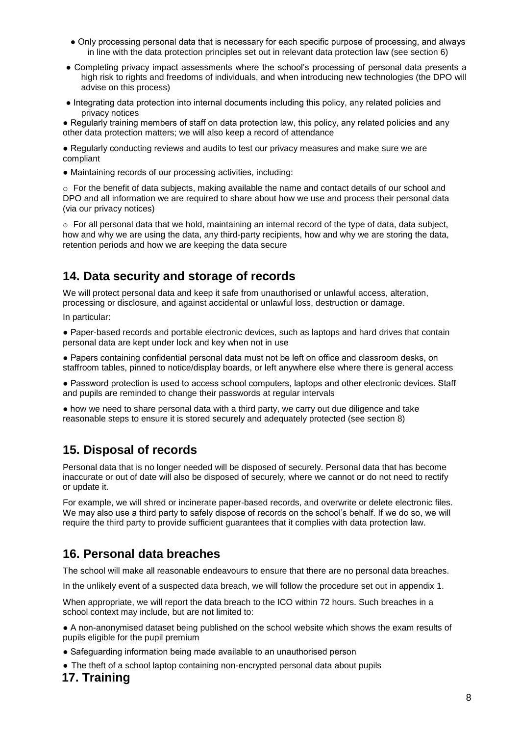- Only processing personal data that is necessary for each specific purpose of processing, and always in line with the data protection principles set out in relevant data protection law (see section 6)
- Completing privacy impact assessments where the school's processing of personal data presents a high risk to rights and freedoms of individuals, and when introducing new technologies (the DPO will advise on this process)
- Integrating data protection into internal documents including this policy, any related policies and privacy notices
- Regularly training members of staff on data protection law, this policy, any related policies and any other data protection matters; we will also keep a record of attendance
- Regularly conducting reviews and audits to test our privacy measures and make sure we are compliant
- Maintaining records of our processing activities, including:
  - For the benefit of data subjects, making available the name and contact details of our school and DPO and all information we are required to share about how we use and process their personal data (via our privacy notices)
  - For all personal data that we hold, maintaining an internal record of the type of data, data subject, how and why we are using the data, any third-party recipients, how and why we are storing the data, retention periods and how we are keeping the data secure

## 14. Data security and storage of records

We will protect personal data and keep it safe from unauthorised or unlawful access, alteration, processing or disclosure, and against accidental or unlawful loss, destruction or damage.

In particular:

- Paper-based records and portable electronic devices, such as laptops and hard drives that contain personal data are kept under lock and key when not in use
- Papers containing confidential personal data must not be left on office and classroom desks, on staffroom tables, pinned to notice/display boards, or left anywhere else where there is general access
- Password protection is used to access school computers, laptops and other electronic devices. Staff and pupils are reminded to change their passwords at regular intervals
- how we need to share personal data with a third party, we carry out due diligence and take reasonable steps to ensure it is stored securely and adequately protected (see section 8)

## 15. Disposal of records

Personal data that is no longer needed will be disposed of securely. Personal data that has become inaccurate or out of date will also be disposed of securely, where we cannot or do not need to rectify or update it.

For example, we will shred or incinerate paper-based records, and overwrite or delete electronic files. We may also use a third party to safely dispose of records on the school's behalf. If we do so, we will require the third party to provide sufficient guarantees that it complies with data protection law.

## 16. Personal data breaches

The school will make all reasonable endeavours to ensure that there are no personal data breaches.

In the unlikely event of a suspected data breach, we will follow the procedure set out in appendix 1.

When appropriate, we will report the data breach to the ICO within 72 hours. Such breaches in a school context may include, but are not limited to:

- A non-anonymised dataset being published on the school website which shows the exam results of pupils eligible for the pupil premium
- Safeguarding information being made available to an unauthorised person
- The theft of a school laptop containing non-encrypted personal data about pupils

## 17. Training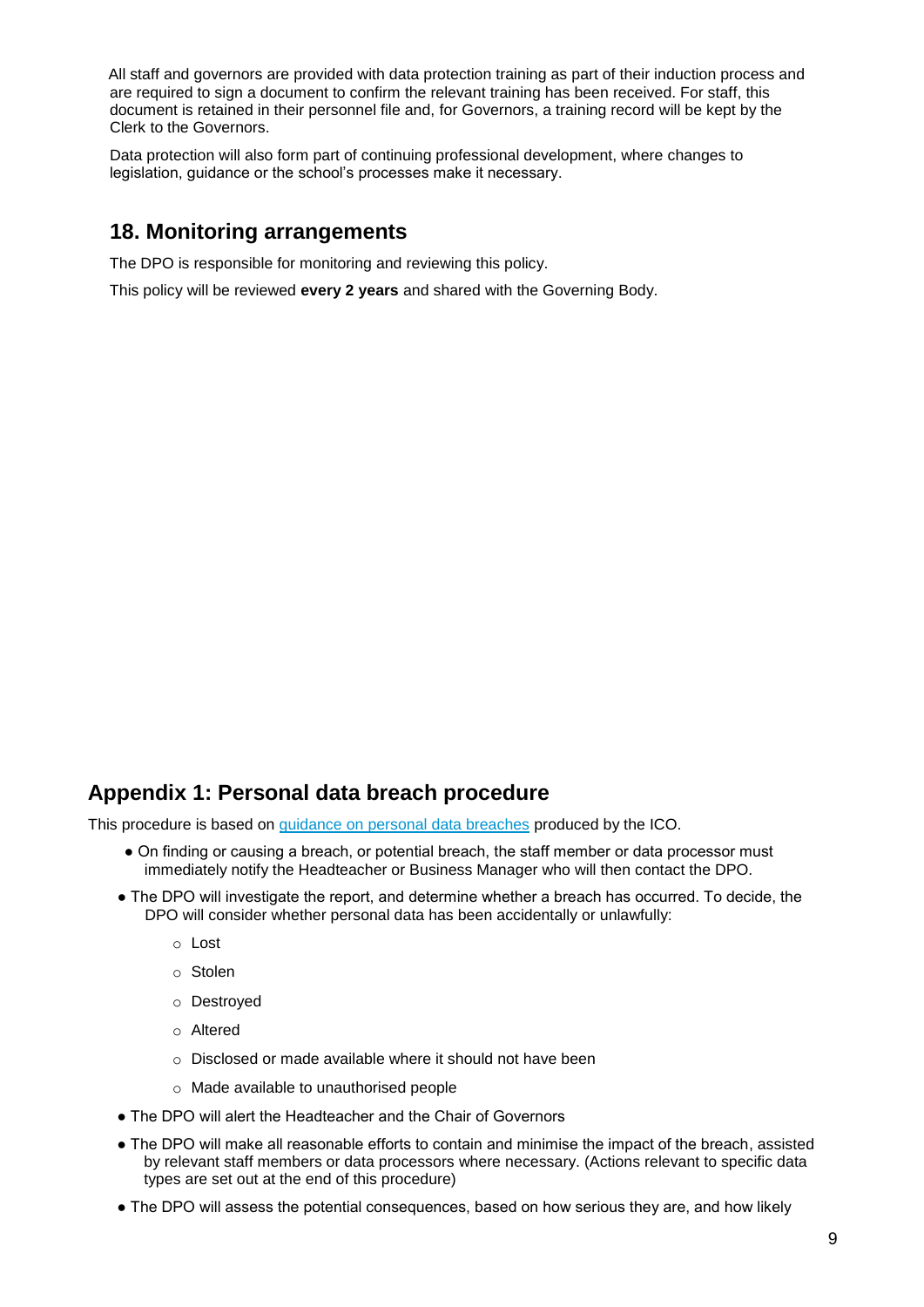All staff and governors are provided with data protection training as part of their induction process and are required to sign a document to confirm the relevant training has been received. For staff, this document is retained in their personnel file and, for Governors, a training record will be kept by the Clerk to the Governors.

Data protection will also form part of continuing professional development, where changes to legislation, guidance or the school's processes make it necessary.

## 18. Monitoring arrangements

The DPO is responsible for monitoring and reviewing this policy.

This policy will be reviewed **every 2 years** and shared with the Governing Body.

## Appendix 1: Personal data breach procedure

This procedure is based on [guidance on personal data breaches]() produced by the ICO.

- On finding or causing a breach, or potential breach, the staff member or data processor must immediately notify the Headteacher or Business Manager who will then contact the DPO.
- The DPO will investigate the report, and determine whether a breach has occurred. To decide, the DPO will consider whether personal data has been accidentally or unlawfully:
  - Lost
  - Stolen
  - Destroyed
  - Altered
  - Disclosed or made available where it should not have been
  - Made available to unauthorised people
- The DPO will alert the Headteacher and the Chair of Governors
- The DPO will make all reasonable efforts to contain and minimise the impact of the breach, assisted by relevant staff members or data processors where necessary. (Actions relevant to specific data types are set out at the end of this procedure)
- The DPO will assess the potential consequences, based on how serious they are, and how likely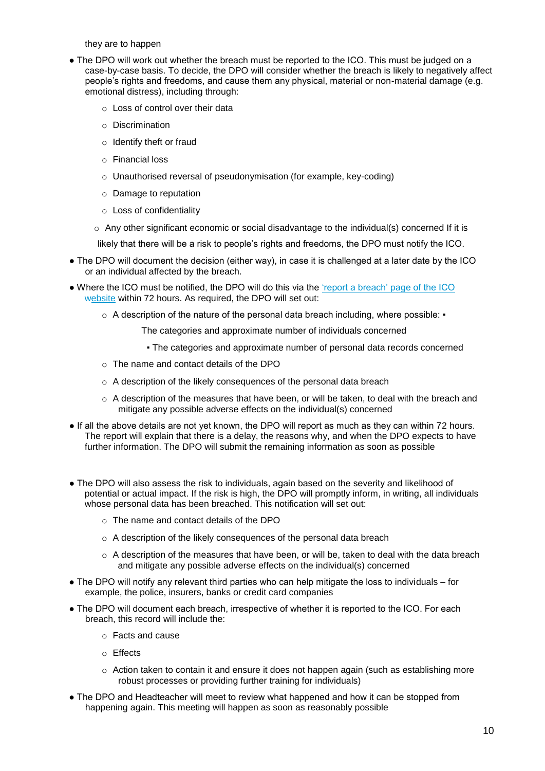they are to happen

- The DPO will work out whether the breach must be reported to the ICO. This must be judged on a case-by-case basis. To decide, the DPO will consider whether the breach is likely to negatively affect people's rights and freedoms, and cause them any physical, material or non-material damage (e.g. emotional distress), including through:
  - Loss of control over their data
  - Discrimination
  - Identify theft or fraud
  - Financial loss
  - Unauthorised reversal of pseudonymisation (for example, key-coding)
  - Damage to reputation
  - Loss of confidentiality
  - Any other significant economic or social disadvantage to the individual(s) concerned If it is likely that there will be a risk to people's rights and freedoms, the DPO must notify the ICO.
- The DPO will document the decision (either way), in case it is challenged at a later date by the ICO or an individual affected by the breach.
- Where the ICO must be notified, the DPO will do this via the ['report a breach' page of the ICO website]() within 72 hours. As required, the DPO will set out:
  - A description of the nature of the personal data breach including, where possible:
    - The categories and approximate number of individuals concerned
    - The categories and approximate number of personal data records concerned
  - The name and contact details of the DPO
  - A description of the likely consequences of the personal data breach
  - A description of the measures that have been, or will be taken, to deal with the breach and mitigate any possible adverse effects on the individual(s) concerned
- If all the above details are not yet known, the DPO will report as much as they can within 72 hours. The report will explain that there is a delay, the reasons why, and when the DPO expects to have further information. The DPO will submit the remaining information as soon as possible
- The DPO will also assess the risk to individuals, again based on the severity and likelihood of potential or actual impact. If the risk is high, the DPO will promptly inform, in writing, all individuals whose personal data has been breached. This notification will set out:
  - The name and contact details of the DPO
  - A description of the likely consequences of the personal data breach
  - A description of the measures that have been, or will be, taken to deal with the data breach and mitigate any possible adverse effects on the individual(s) concerned
- The DPO will notify any relevant third parties who can help mitigate the loss to individuals – for example, the police, insurers, banks or credit card companies
- The DPO will document each breach, irrespective of whether it is reported to the ICO. For each breach, this record will include the:
  - Facts and cause
  - Effects
  - Action taken to contain it and ensure it does not happen again (such as establishing more robust processes or providing further training for individuals)
- The DPO and Headteacher will meet to review what happened and how it can be stopped from happening again. This meeting will happen as soon as reasonably possible